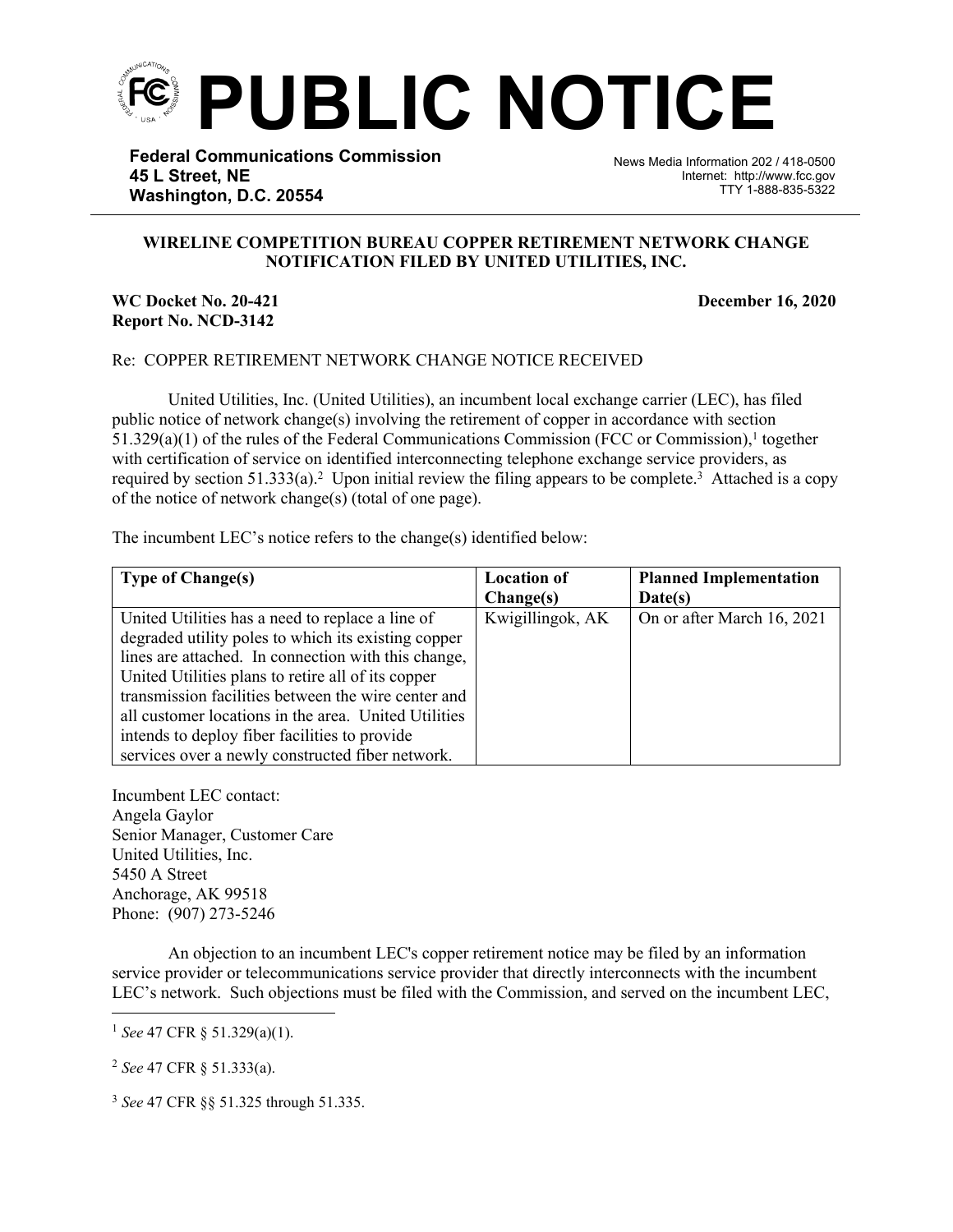# PUBLIC NOTICE

**Federal Communications Commission**
**45 L Street, NE**
**Washington, D.C. 20554**

News Media Information 202 / 418-0500
Internet: http://www.fcc.gov
TTY 1-888-835-5322

**WIRELINE COMPETITION BUREAU COPPER RETIREMENT NETWORK CHANGE NOTIFICATION FILED BY UNITED UTILITIES, INC.**

**WC Docket No. 20-421**
**Report No. NCD-3142**

**December 16, 2020**

Re: COPPER RETIREMENT NETWORK CHANGE NOTICE RECEIVED

United Utilities, Inc. (United Utilities), an incumbent local exchange carrier (LEC), has filed public notice of network change(s) involving the retirement of copper in accordance with section 51.329(a)(1) of the rules of the Federal Communications Commission (FCC or Commission),[1] together with certification of service on identified interconnecting telephone exchange service providers, as required by section 51.333(a).[2] Upon initial review the filing appears to be complete.[3] Attached is a copy of the notice of network change(s) (total of one page).

The incumbent LEC's notice refers to the change(s) identified below:

| **Type of Change(s)** | **Location of Change(s)** | **Planned Implementation Date(s)** |
|---|---|---|
| United Utilities has a need to replace a line of degraded utility poles to which its existing copper lines are attached. In connection with this change, United Utilities plans to retire all of its copper transmission facilities between the wire center and all customer locations in the area. United Utilities intends to deploy fiber facilities to provide services over a newly constructed fiber network. | Kwigillingok, AK | On or after March 16, 2021 |

Incumbent LEC contact:
Angela Gaylor
Senior Manager, Customer Care
United Utilities, Inc.
5450 A Street
Anchorage, AK 99518
Phone: (907) 273-5246

An objection to an incumbent LEC's copper retirement notice may be filed by an information service provider or telecommunications service provider that directly interconnects with the incumbent LEC's network. Such objections must be filed with the Commission, and served on the incumbent LEC,

---

[1] *See* 47 CFR § 51.329(a)(1).

[2] *See* 47 CFR § 51.333(a).

[3] *See* 47 CFR §§ 51.325 through 51.335.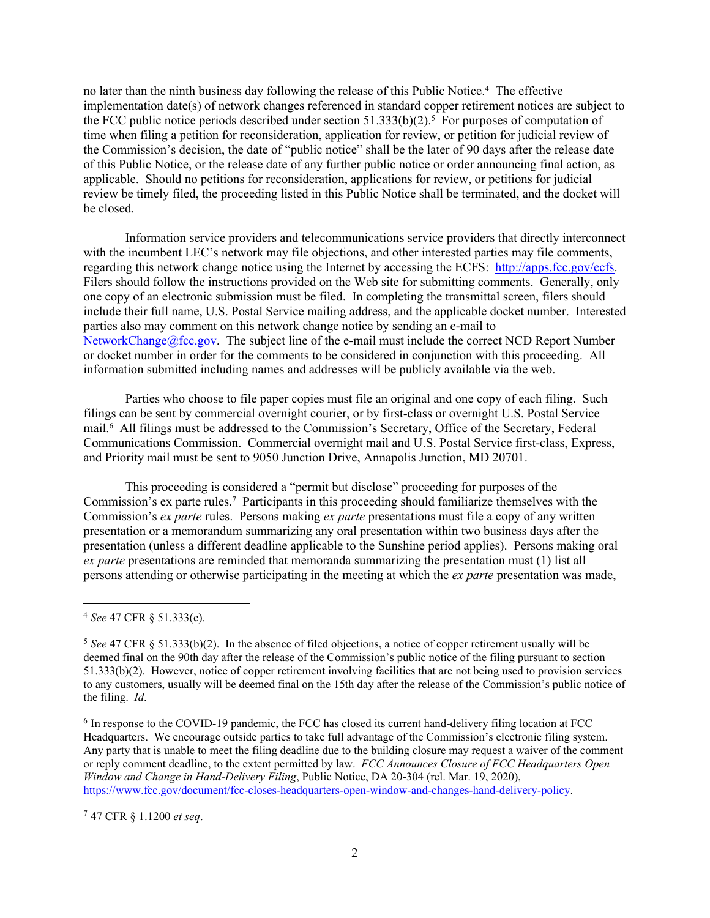no later than the ninth business day following the release of this Public Notice.[4] The effective implementation date(s) of network changes referenced in standard copper retirement notices are subject to the FCC public notice periods described under section 51.333(b)(2).[5] For purposes of computation of time when filing a petition for reconsideration, application for review, or petition for judicial review of the Commission's decision, the date of "public notice" shall be the later of 90 days after the release date of this Public Notice, or the release date of any further public notice or order announcing final action, as applicable. Should no petitions for reconsideration, applications for review, or petitions for judicial review be timely filed, the proceeding listed in this Public Notice shall be terminated, and the docket will be closed.

Information service providers and telecommunications service providers that directly interconnect with the incumbent LEC's network may file objections, and other interested parties may file comments, regarding this network change notice using the Internet by accessing the ECFS: http://apps.fcc.gov/ecfs. Filers should follow the instructions provided on the Web site for submitting comments. Generally, only one copy of an electronic submission must be filed. In completing the transmittal screen, filers should include their full name, U.S. Postal Service mailing address, and the applicable docket number. Interested parties also may comment on this network change notice by sending an e-mail to NetworkChange@fcc.gov. The subject line of the e-mail must include the correct NCD Report Number or docket number in order for the comments to be considered in conjunction with this proceeding. All information submitted including names and addresses will be publicly available via the web.

Parties who choose to file paper copies must file an original and one copy of each filing. Such filings can be sent by commercial overnight courier, or by first-class or overnight U.S. Postal Service mail.[6] All filings must be addressed to the Commission's Secretary, Office of the Secretary, Federal Communications Commission. Commercial overnight mail and U.S. Postal Service first-class, Express, and Priority mail must be sent to 9050 Junction Drive, Annapolis Junction, MD 20701.

This proceeding is considered a "permit but disclose" proceeding for purposes of the Commission's ex parte rules.[7] Participants in this proceeding should familiarize themselves with the Commission's *ex parte* rules. Persons making *ex parte* presentations must file a copy of any written presentation or a memorandum summarizing any oral presentation within two business days after the presentation (unless a different deadline applicable to the Sunshine period applies). Persons making oral *ex parte* presentations are reminded that memoranda summarizing the presentation must (1) list all persons attending or otherwise participating in the meeting at which the *ex parte* presentation was made,

---

[4] *See* 47 CFR § 51.333(c).

[5] *See* 47 CFR § 51.333(b)(2). In the absence of filed objections, a notice of copper retirement usually will be deemed final on the 90th day after the release of the Commission's public notice of the filing pursuant to section 51.333(b)(2). However, notice of copper retirement involving facilities that are not being used to provision services to any customers, usually will be deemed final on the 15th day after the release of the Commission's public notice of the filing. *Id*.

[6] In response to the COVID-19 pandemic, the FCC has closed its current hand-delivery filing location at FCC Headquarters. We encourage outside parties to take full advantage of the Commission's electronic filing system. Any party that is unable to meet the filing deadline due to the building closure may request a waiver of the comment or reply comment deadline, to the extent permitted by law. *FCC Announces Closure of FCC Headquarters Open Window and Change in Hand-Delivery Filing*, Public Notice, DA 20-304 (rel. Mar. 19, 2020), https://www.fcc.gov/document/fcc-closes-headquarters-open-window-and-changes-hand-delivery-policy.

[7] 47 CFR § 1.1200 *et seq*.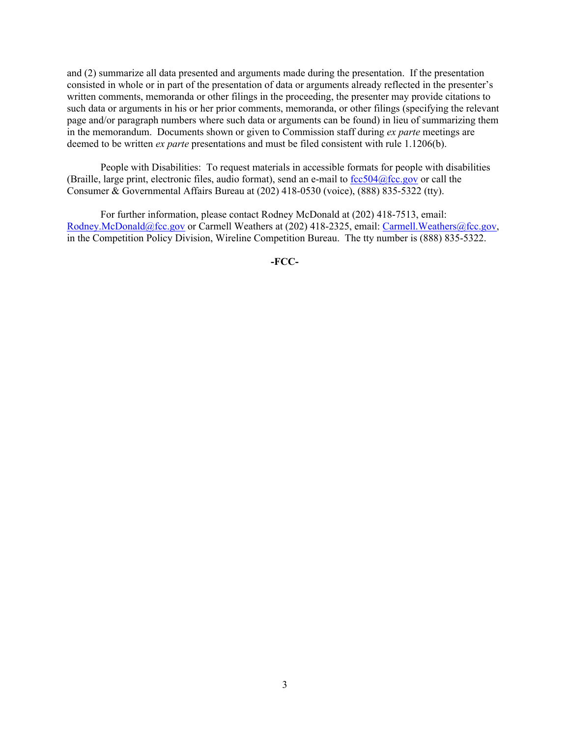and (2) summarize all data presented and arguments made during the presentation. If the presentation consisted in whole or in part of the presentation of data or arguments already reflected in the presenter's written comments, memoranda or other filings in the proceeding, the presenter may provide citations to such data or arguments in his or her prior comments, memoranda, or other filings (specifying the relevant page and/or paragraph numbers where such data or arguments can be found) in lieu of summarizing them in the memorandum. Documents shown or given to Commission staff during *ex parte* meetings are deemed to be written *ex parte* presentations and must be filed consistent with rule 1.1206(b).

People with Disabilities: To request materials in accessible formats for people with disabilities (Braille, large print, electronic files, audio format), send an e-mail to fcc504@fcc.gov or call the Consumer & Governmental Affairs Bureau at (202) 418-0530 (voice), (888) 835-5322 (tty).

For further information, please contact Rodney McDonald at (202) 418-7513, email: Rodney.McDonald@fcc.gov or Carmell Weathers at (202) 418-2325, email: Carmell.Weathers@fcc.gov, in the Competition Policy Division, Wireline Competition Bureau. The tty number is (888) 835-5322.

**-FCC-**